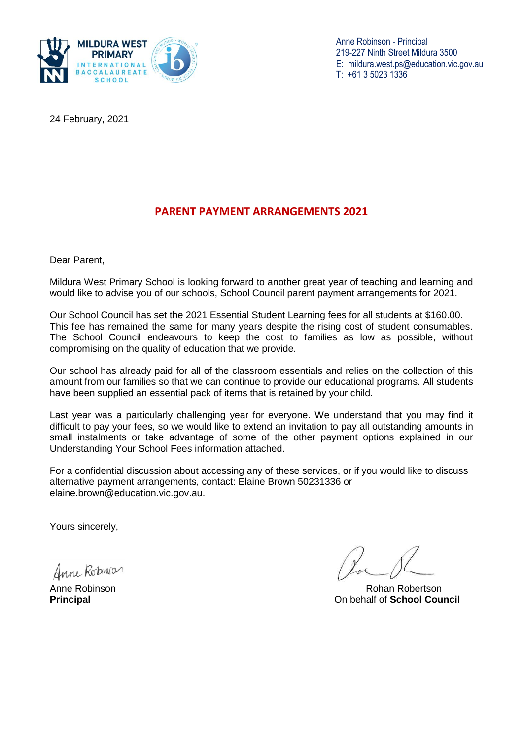MILDURA WEST PRIMARY INTERNATIONAL BACCALAUREATE SCHOOL

Anne Robinson - Principal
219-227 Ninth Street Mildura 3500
E: mildura.west.ps@education.vic.gov.au
T: +61 3 5023 1336

24 February, 2021

# PARENT PAYMENT ARRANGEMENTS 2021

Dear Parent,

Mildura West Primary School is looking forward to another great year of teaching and learning and would like to advise you of our schools, School Council parent payment arrangements for 2021.

Our School Council has set the 2021 Essential Student Learning fees for all students at $160.00. This fee has remained the same for many years despite the rising cost of student consumables. The School Council endeavours to keep the cost to families as low as possible, without compromising on the quality of education that we provide.

Our school has already paid for all of the classroom essentials and relies on the collection of this amount from our families so that we can continue to provide our educational programs. All students have been supplied an essential pack of items that is retained by your child.

Last year was a particularly challenging year for everyone. We understand that you may find it difficult to pay your fees, so we would like to extend an invitation to pay all outstanding amounts in small instalments or take advantage of some of the other payment options explained in our Understanding Your School Fees information attached.

For a confidential discussion about accessing any of these services, or if you would like to discuss alternative payment arrangements, contact: Elaine Brown 50231336 or elaine.brown@education.vic.gov.au.

Yours sincerely,

Anne Robinson
**Principal**

Rohan Robertson
On behalf of **School Council**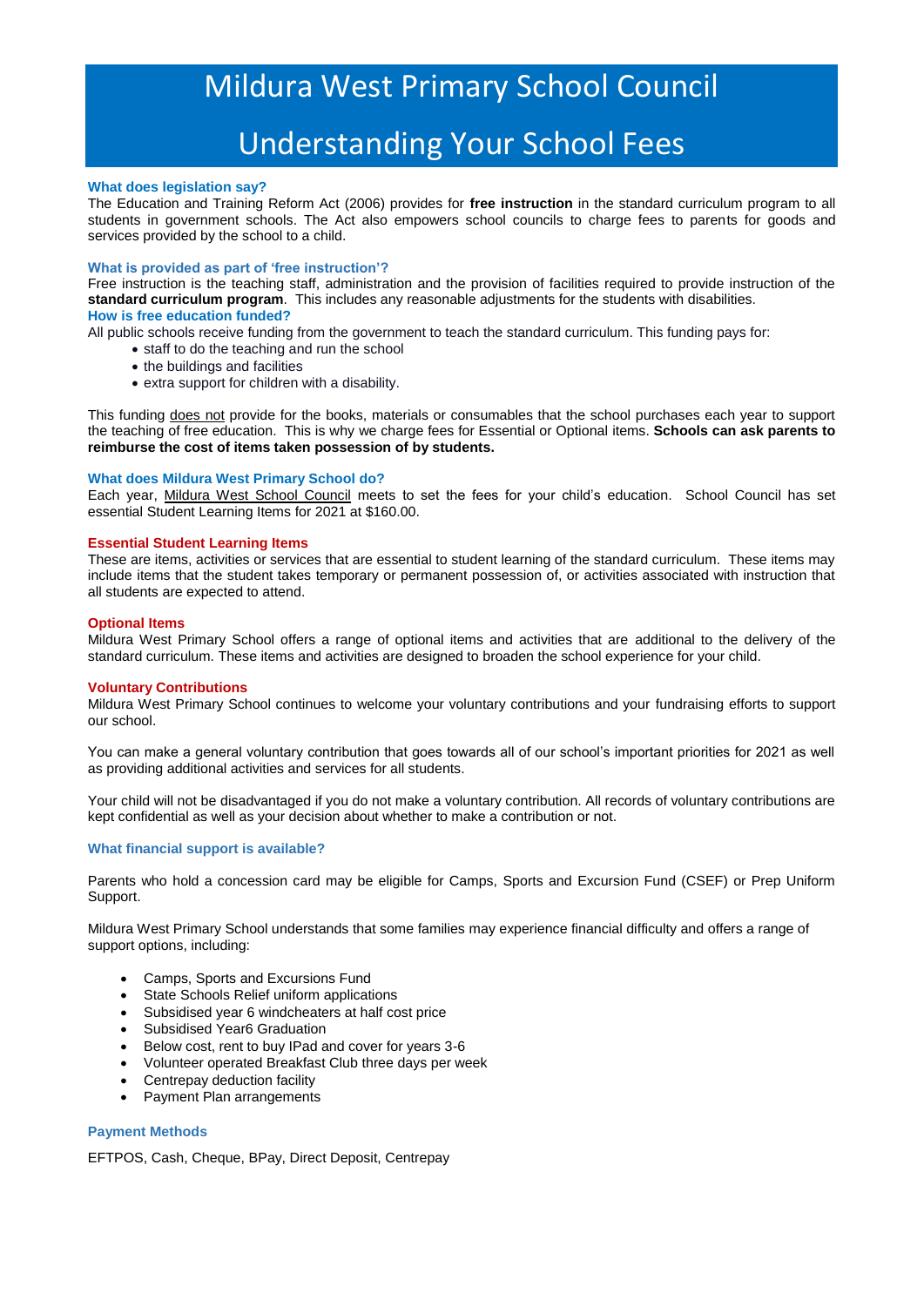# Mildura West Primary School Council

## Understanding Your School Fees

### What does legislation say?

The Education and Training Reform Act (2006) provides for **free instruction** in the standard curriculum program to all students in government schools. The Act also empowers school councils to charge fees to parents for goods and services provided by the school to a child.

### What is provided as part of 'free instruction'?

Free instruction is the teaching staff, administration and the provision of facilities required to provide instruction of the **standard curriculum program**. This includes any reasonable adjustments for the students with disabilities.

### How is free education funded?

All public schools receive funding from the government to teach the standard curriculum. This funding pays for:

- staff to do the teaching and run the school
- the buildings and facilities
- extra support for children with a disability.

This funding does not provide for the books, materials or consumables that the school purchases each year to support the teaching of free education. This is why we charge fees for Essential or Optional items. **Schools can ask parents to reimburse the cost of items taken possession of by students.**

### What does Mildura West Primary School do?

Each year, Mildura West School Council meets to set the fees for your child's education. School Council has set essential Student Learning Items for 2021 at $160.00.

### Essential Student Learning Items

These are items, activities or services that are essential to student learning of the standard curriculum. These items may include items that the student takes temporary or permanent possession of, or activities associated with instruction that all students are expected to attend.

### Optional Items

Mildura West Primary School offers a range of optional items and activities that are additional to the delivery of the standard curriculum. These items and activities are designed to broaden the school experience for your child.

### Voluntary Contributions

Mildura West Primary School continues to welcome your voluntary contributions and your fundraising efforts to support our school.

You can make a general voluntary contribution that goes towards all of our school's important priorities for 2021 as well as providing additional activities and services for all students.

Your child will not be disadvantaged if you do not make a voluntary contribution. All records of voluntary contributions are kept confidential as well as your decision about whether to make a contribution or not.

### What financial support is available?

Parents who hold a concession card may be eligible for Camps, Sports and Excursion Fund (CSEF) or Prep Uniform Support.

Mildura West Primary School understands that some families may experience financial difficulty and offers a range of support options, including:

- Camps, Sports and Excursions Fund
- State Schools Relief uniform applications
- Subsidised year 6 windcheaters at half cost price
- Subsidised Year6 Graduation
- Below cost, rent to buy IPad and cover for years 3-6
- Volunteer operated Breakfast Club three days per week
- Centrepay deduction facility
- Payment Plan arrangements

### Payment Methods

EFTPOS, Cash, Cheque, BPay, Direct Deposit, Centrepay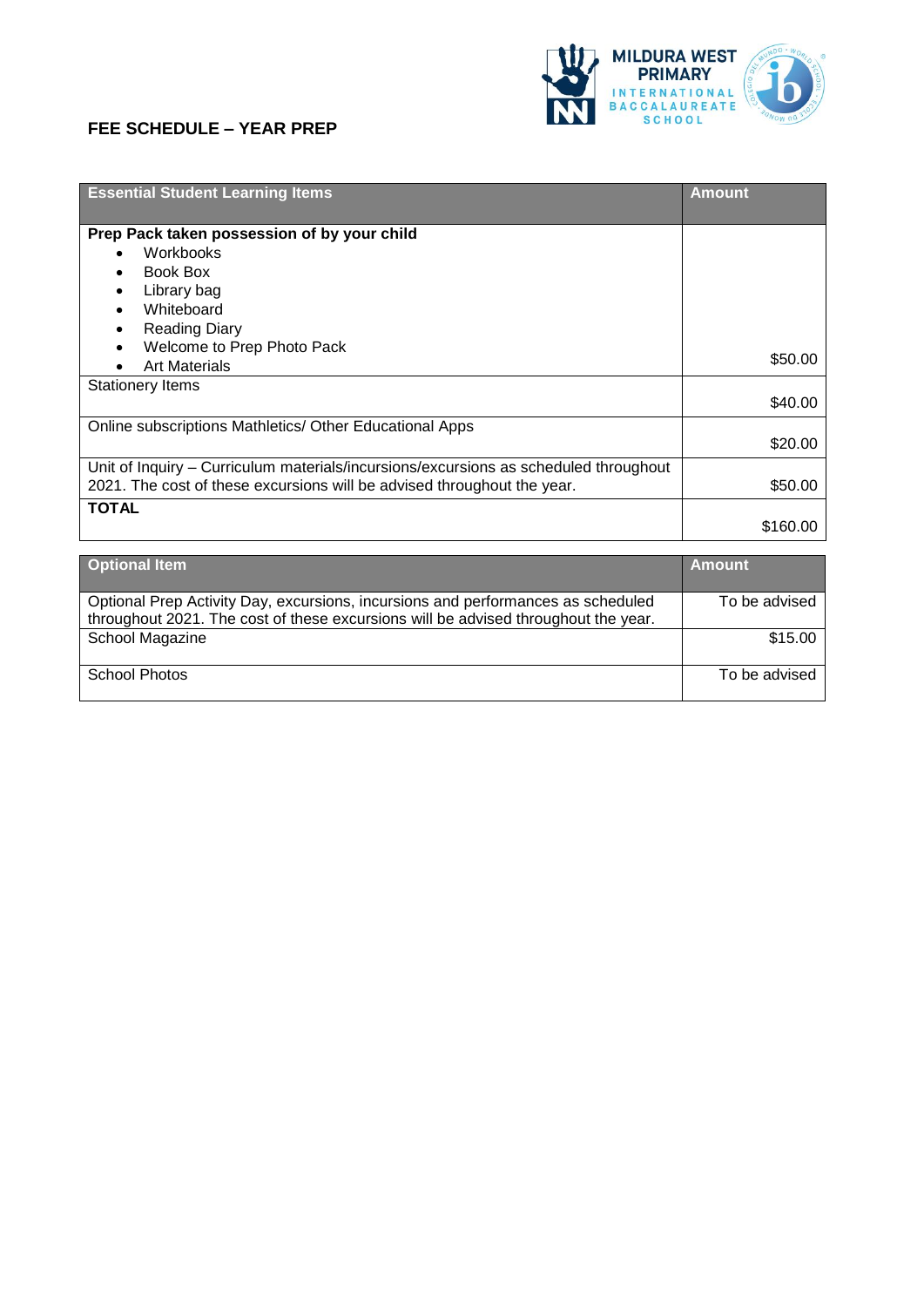## FEE SCHEDULE – YEAR PREP

MILDURA WEST PRIMARY INTERNATIONAL BACCALAUREATE SCHOOL

| Essential Student Learning Items | Amount |
|---|---|
| **Prep Pack taken possession of by your child**<br>• Workbooks<br>• Book Box<br>• Library bag<br>• Whiteboard<br>• Reading Diary<br>• Welcome to Prep Photo Pack<br>• Art Materials | $50.00 |
| Stationery Items | $40.00 |
| Online subscriptions Mathletics/ Other Educational Apps | $20.00 |
| Unit of Inquiry – Curriculum materials/incursions/excursions as scheduled throughout 2021. The cost of these excursions will be advised throughout the year. | $50.00 |
| **TOTAL** | $160.00 |

| Optional Item | Amount |
|---|---|
| Optional Prep Activity Day, excursions, incursions and performances as scheduled throughout 2021. The cost of these excursions will be advised throughout the year. | To be advised |
| School Magazine | $15.00 |
| School Photos | To be advised |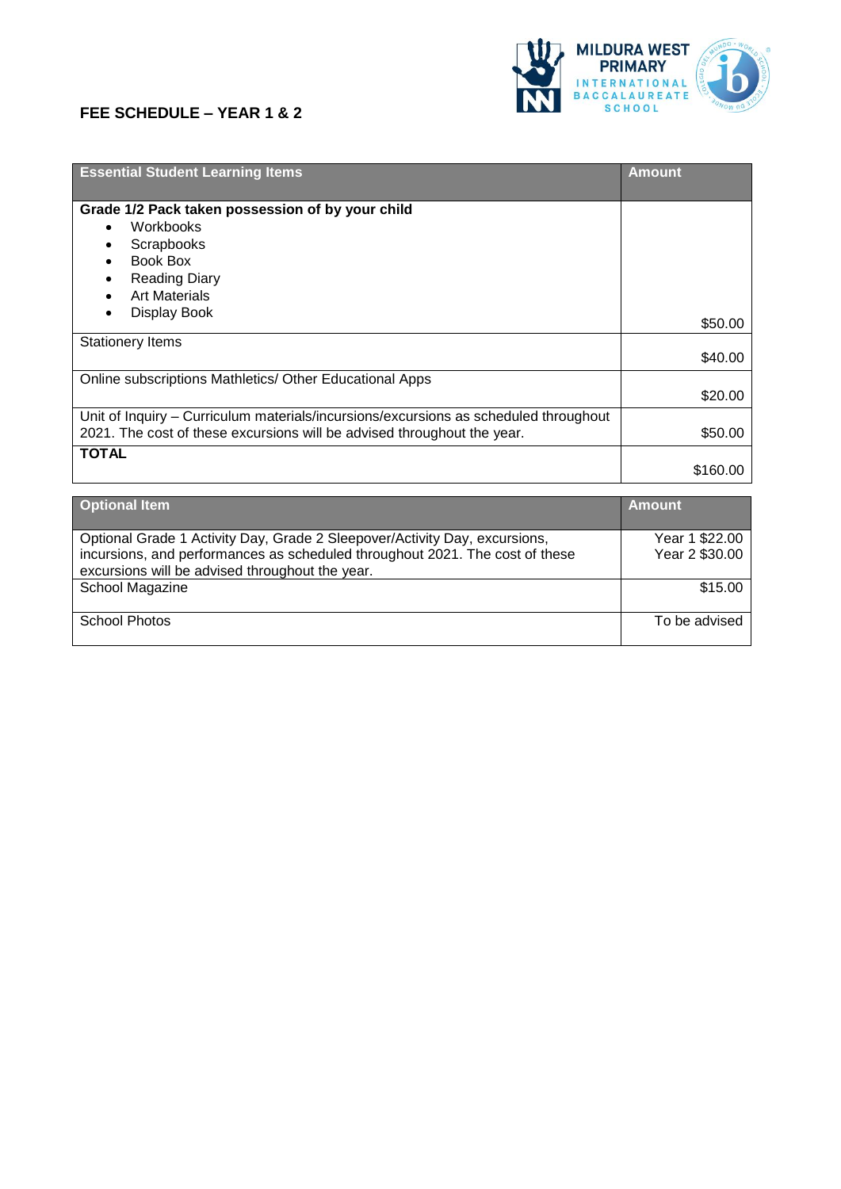MILDURA WEST PRIMARY INTERNATIONAL BACCALAUREATE SCHOOL

# FEE SCHEDULE – YEAR 1 & 2

| **Essential Student Learning Items** | **Amount** |
|---|---|
| **Grade 1/2 Pack taken possession of by your child**<br>• Workbooks<br>• Scrapbooks<br>• Book Box<br>• Reading Diary<br>• Art Materials<br>• Display Book | $50.00 |
| Stationery Items | $40.00 |
| Online subscriptions Mathletics/ Other Educational Apps | $20.00 |
| Unit of Inquiry – Curriculum materials/incursions/excursions as scheduled throughout 2021. The cost of these excursions will be advised throughout the year. | $50.00 |
| **TOTAL** | $160.00 |

| **Optional Item** | **Amount** |
|---|---|
| Optional Grade 1 Activity Day, Grade 2 Sleepover/Activity Day, excursions, incursions, and performances as scheduled throughout 2021. The cost of these excursions will be advised throughout the year. | Year 1 $22.00<br>Year 2 $30.00 |
| School Magazine | $15.00 |
| School Photos | To be advised |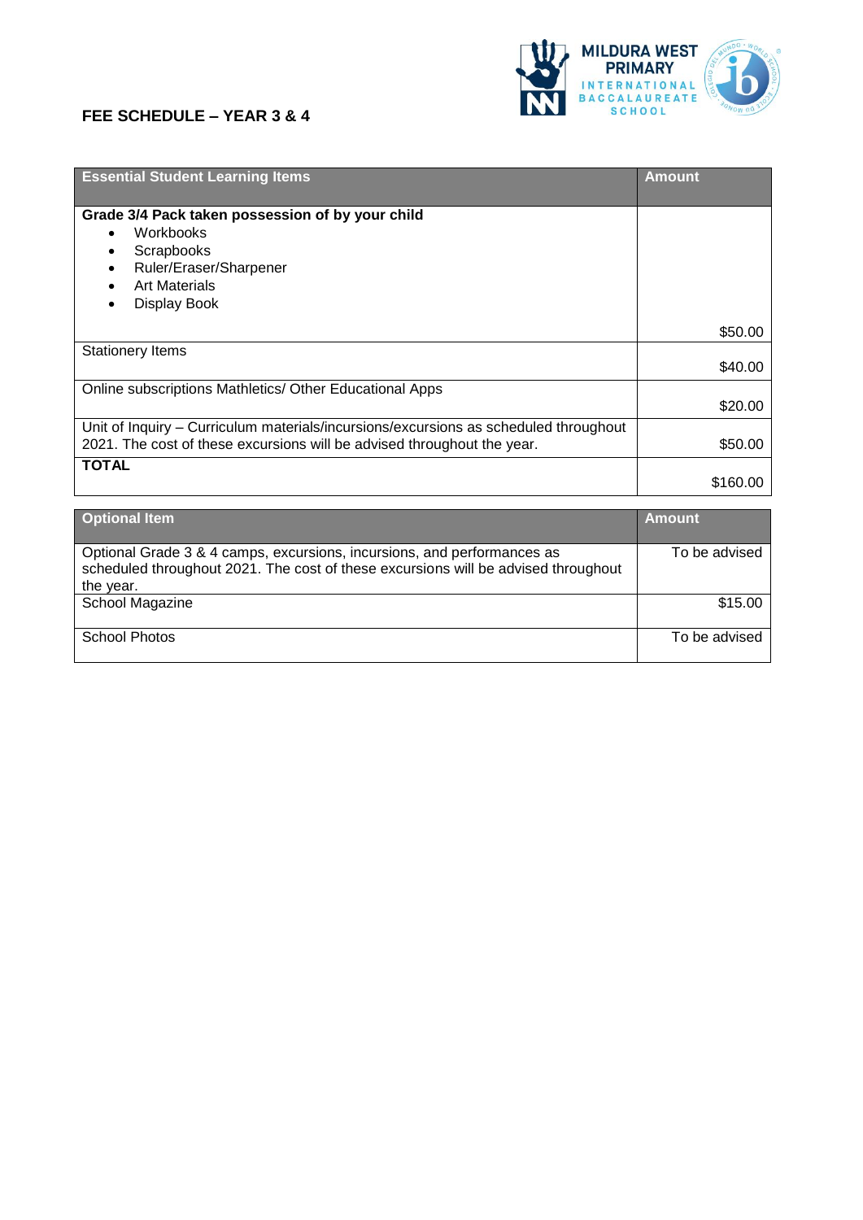## FEE SCHEDULE – YEAR 3 & 4

| Essential Student Learning Items | Amount |
| --- | --- |
| **Grade 3/4 Pack taken possession of by your child**<br>• Workbooks<br>• Scrapbooks<br>• Ruler/Eraser/Sharpener<br>• Art Materials<br>• Display Book | $50.00 |
| Stationery Items | $40.00 |
| Online subscriptions Mathletics/ Other Educational Apps | $20.00 |
| Unit of Inquiry – Curriculum materials/incursions/excursions as scheduled throughout 2021. The cost of these excursions will be advised throughout the year. | $50.00 |
| **TOTAL** | $160.00 |

| Optional Item | Amount |
| --- | --- |
| Optional Grade 3 & 4 camps, excursions, incursions, and performances as scheduled throughout 2021. The cost of these excursions will be advised throughout the year. | To be advised |
| School Magazine | $15.00 |
| School Photos | To be advised |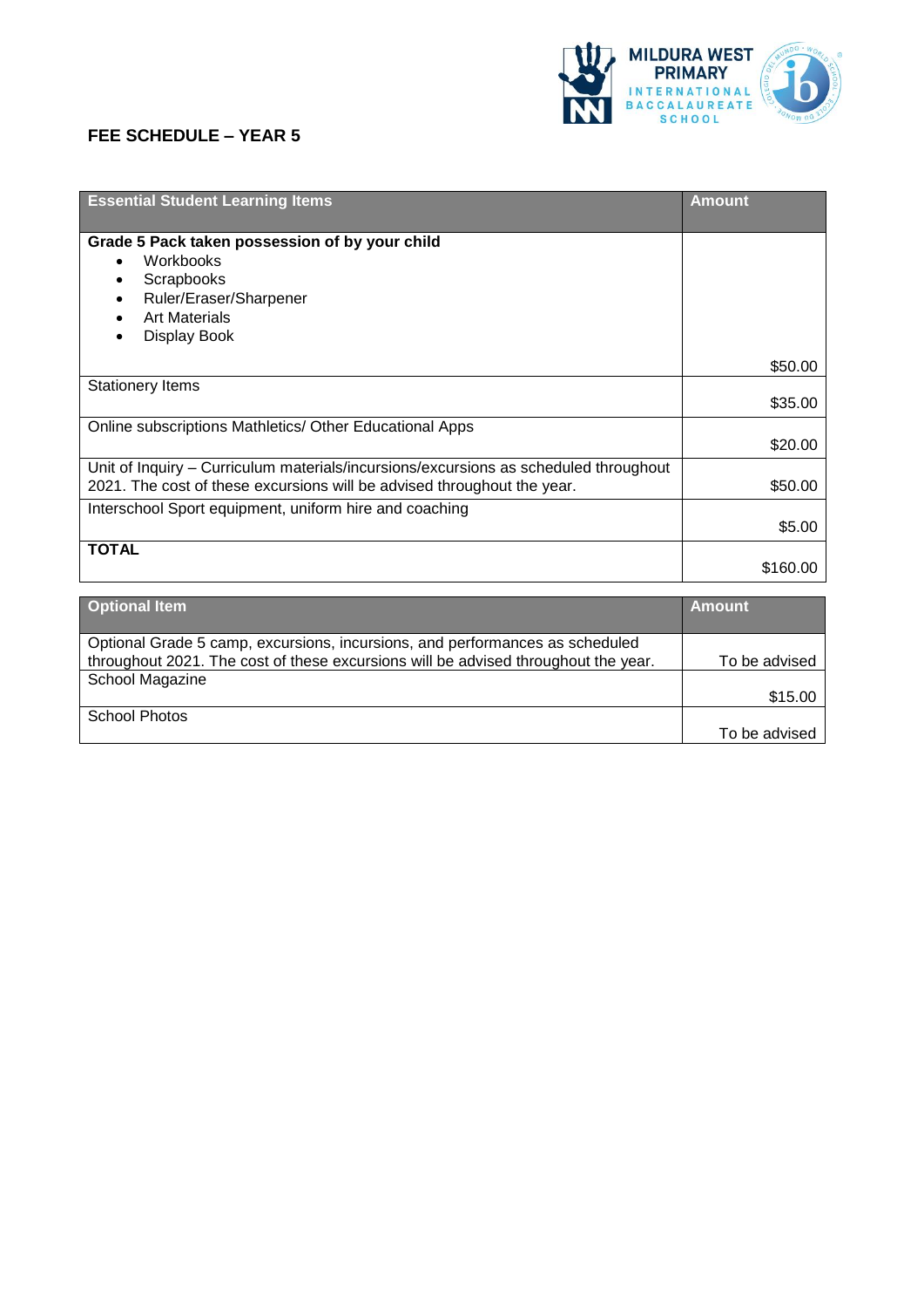MILDURA WEST PRIMARY
INTERNATIONAL BACCALAUREATE SCHOOL

## FEE SCHEDULE – YEAR 5

| Essential Student Learning Items | Amount |
|---|---|
| **Grade 5 Pack taken possession of by your child**<br>• Workbooks<br>• Scrapbooks<br>• Ruler/Eraser/Sharpener<br>• Art Materials<br>• Display Book | $50.00 |
| Stationery Items | $35.00 |
| Online subscriptions Mathletics/ Other Educational Apps | $20.00 |
| Unit of Inquiry – Curriculum materials/incursions/excursions as scheduled throughout 2021. The cost of these excursions will be advised throughout the year. | $50.00 |
| Interschool Sport equipment, uniform hire and coaching | $5.00 |
| **TOTAL** | $160.00 |

| Optional Item | Amount |
|---|---|
| Optional Grade 5 camp, excursions, incursions, and performances as scheduled throughout 2021. The cost of these excursions will be advised throughout the year. | To be advised |
| School Magazine | $15.00 |
| School Photos | To be advised |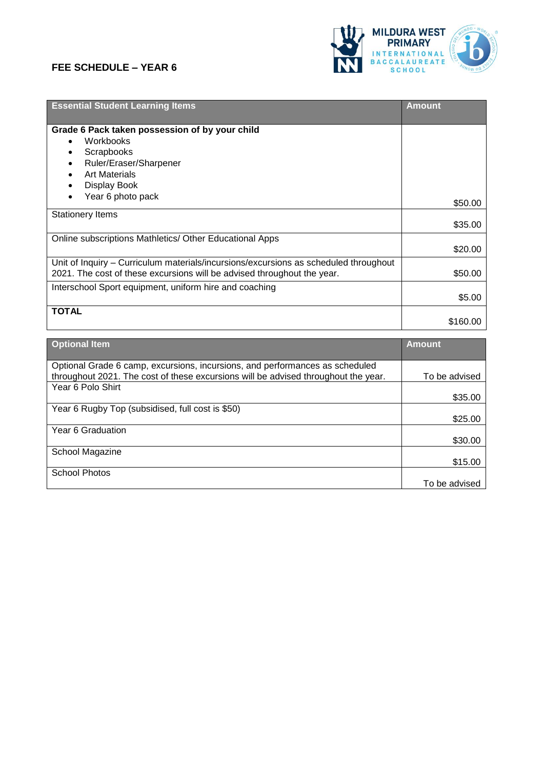## FEE SCHEDULE – YEAR 6

MILDURA WEST PRIMARY INTERNATIONAL BACCALAUREATE SCHOOL

| Essential Student Learning Items | Amount |
|---|---|
| **Grade 6 Pack taken possession of by your child**<br>• Workbooks<br>• Scrapbooks<br>• Ruler/Eraser/Sharpener<br>• Art Materials<br>• Display Book<br>• Year 6 photo pack | $50.00 |
| Stationery Items | $35.00 |
| Online subscriptions Mathletics/ Other Educational Apps | $20.00 |
| Unit of Inquiry – Curriculum materials/incursions/excursions as scheduled throughout 2021. The cost of these excursions will be advised throughout the year. | $50.00 |
| Interschool Sport equipment, uniform hire and coaching | $5.00 |
| **TOTAL** | $160.00 |

| Optional Item | Amount |
|---|---|
| Optional Grade 6 camp, excursions, incursions, and performances as scheduled throughout 2021. The cost of these excursions will be advised throughout the year. | To be advised |
| Year 6 Polo Shirt | $35.00 |
| Year 6 Rugby Top (subsidised, full cost is $50) | $25.00 |
| Year 6 Graduation | $30.00 |
| School Magazine | $15.00 |
| School Photos | To be advised |